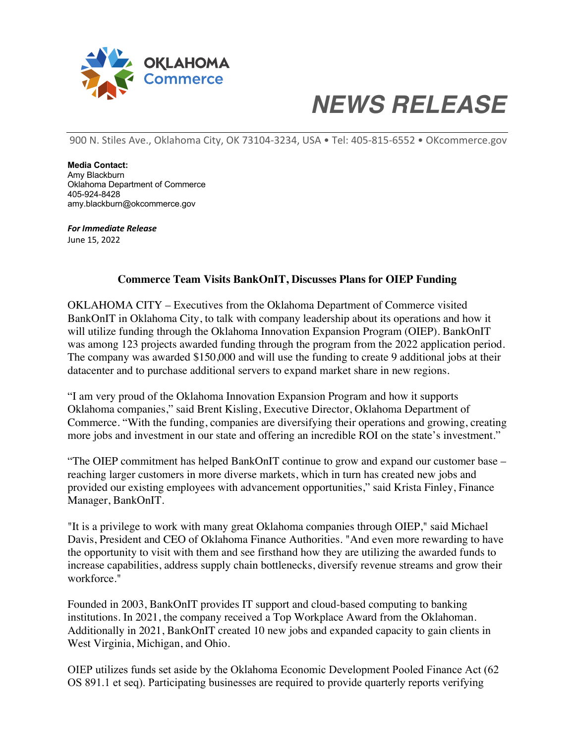OKLAHOMA Commerce

# NEWS RELEASE

900 N. Stiles Ave., Oklahoma City, OK 73104-3234, USA • Tel: 405-815-6552 • OKcommerce.gov

**Media Contact:**
Amy Blackburn
Oklahoma Department of Commerce
405-924-8428
amy.blackburn@okcommerce.gov

***For Immediate Release***
June 15, 2022

## Commerce Team Visits BankOnIT, Discusses Plans for OIEP Funding

OKLAHOMA CITY – Executives from the Oklahoma Department of Commerce visited BankOnIT in Oklahoma City, to talk with company leadership about its operations and how it will utilize funding through the Oklahoma Innovation Expansion Program (OIEP). BankOnIT was among 123 projects awarded funding through the program from the 2022 application period. The company was awarded $150,000 and will use the funding to create 9 additional jobs at their datacenter and to purchase additional servers to expand market share in new regions.

"I am very proud of the Oklahoma Innovation Expansion Program and how it supports Oklahoma companies," said Brent Kisling, Executive Director, Oklahoma Department of Commerce. "With the funding, companies are diversifying their operations and growing, creating more jobs and investment in our state and offering an incredible ROI on the state's investment."

"The OIEP commitment has helped BankOnIT continue to grow and expand our customer base – reaching larger customers in more diverse markets, which in turn has created new jobs and provided our existing employees with advancement opportunities," said Krista Finley, Finance Manager, BankOnIT.

"It is a privilege to work with many great Oklahoma companies through OIEP," said Michael Davis, President and CEO of Oklahoma Finance Authorities. "And even more rewarding to have the opportunity to visit with them and see firsthand how they are utilizing the awarded funds to increase capabilities, address supply chain bottlenecks, diversify revenue streams and grow their workforce."

Founded in 2003, BankOnIT provides IT support and cloud-based computing to banking institutions. In 2021, the company received a Top Workplace Award from the Oklahoman. Additionally in 2021, BankOnIT created 10 new jobs and expanded capacity to gain clients in West Virginia, Michigan, and Ohio.

OIEP utilizes funds set aside by the Oklahoma Economic Development Pooled Finance Act (62 OS 891.1 et seq). Participating businesses are required to provide quarterly reports verifying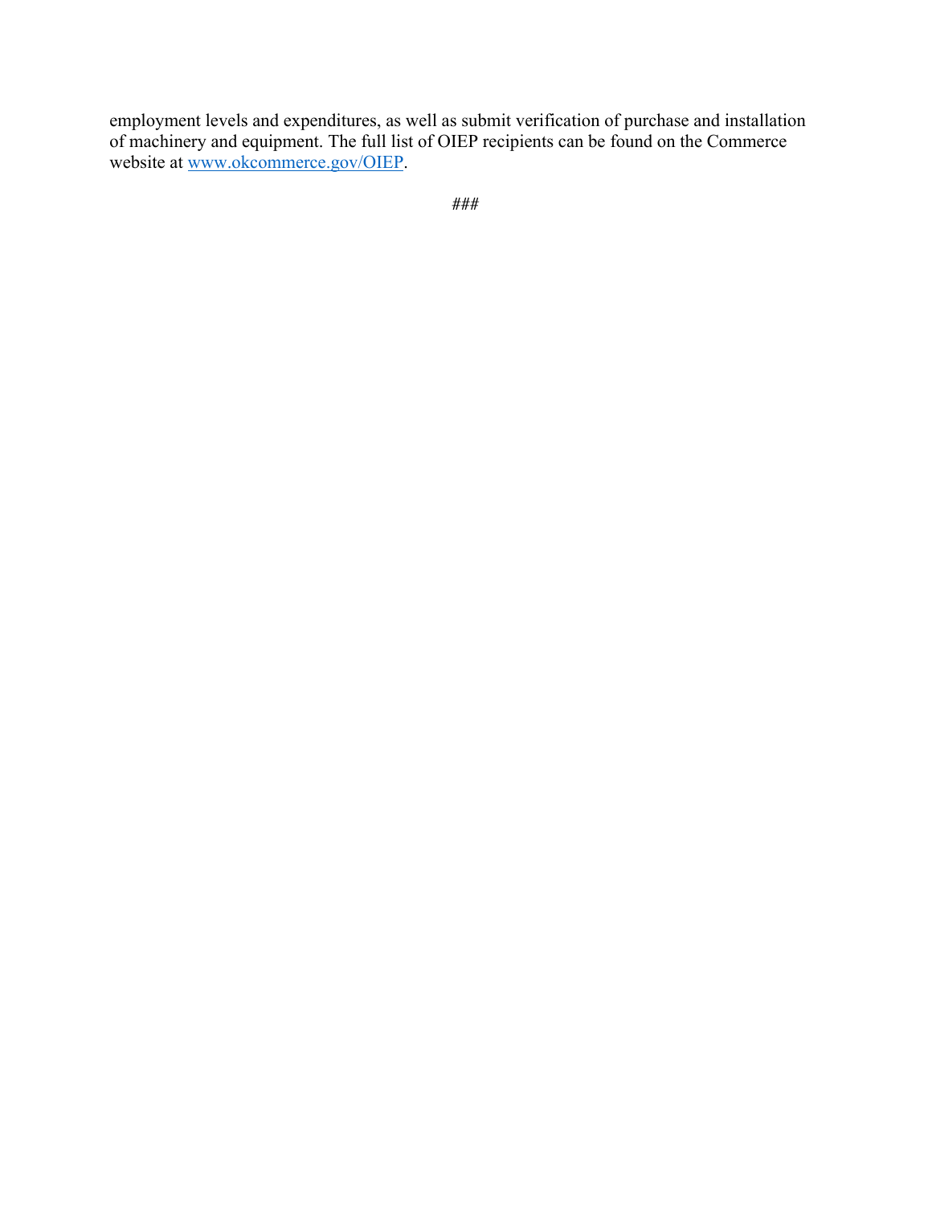employment levels and expenditures, as well as submit verification of purchase and installation of machinery and equipment. The full list of OIEP recipients can be found on the Commerce website at [www.okcommerce.gov/OIEP](http://www.okcommerce.gov/OIEP).

###